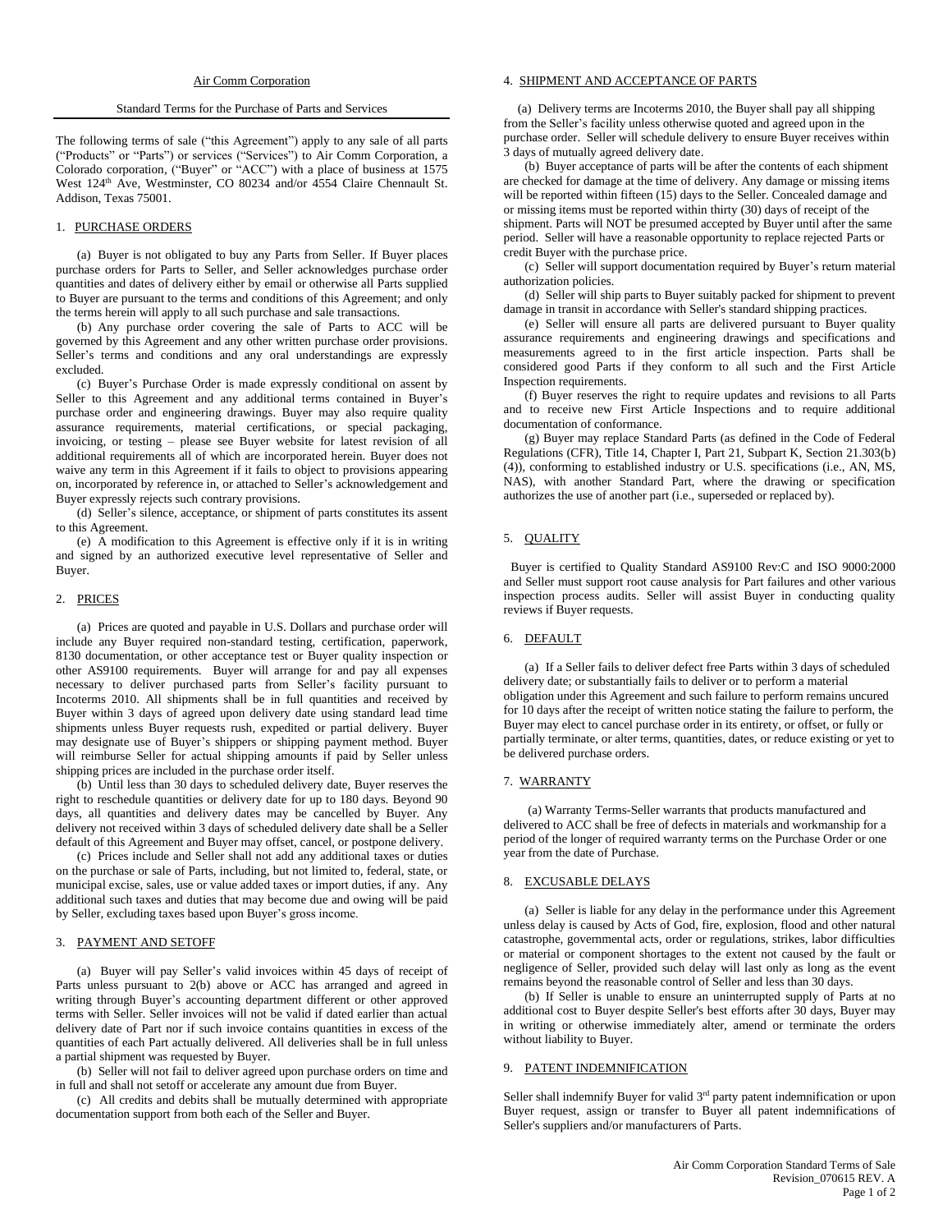Air Comm Corporation

Standard Terms for the Purchase of Parts and Services

The following terms of sale ("this Agreement") apply to any sale of all parts ("Products" or "Parts") or services ("Services") to Air Comm Corporation, a Colorado corporation, ("Buyer" or "ACC") with a place of business at 1575 West 124th Ave, Westminster, CO 80234 and/or 4554 Claire Chennault St. Addison, Texas 75001.

## 1. PURCHASE ORDERS

(a) Buyer is not obligated to buy any Parts from Seller. If Buyer places purchase orders for Parts to Seller, and Seller acknowledges purchase order quantities and dates of delivery either by email or otherwise all Parts supplied to Buyer are pursuant to the terms and conditions of this Agreement; and only the terms herein will apply to all such purchase and sale transactions.

(b) Any purchase order covering the sale of Parts to ACC will be governed by this Agreement and any other written purchase order provisions. Seller's terms and conditions and any oral understandings are expressly excluded.

(c) Buyer's Purchase Order is made expressly conditional on assent by Seller to this Agreement and any additional terms contained in Buyer's purchase order and engineering drawings. Buyer may also require quality assurance requirements, material certifications, or special packaging, invoicing, or testing – please see Buyer website for latest revision of all additional requirements all of which are incorporated herein. Buyer does not waive any term in this Agreement if it fails to object to provisions appearing on, incorporated by reference in, or attached to Seller's acknowledgement and Buyer expressly rejects such contrary provisions.

(d) Seller's silence, acceptance, or shipment of parts constitutes its assent to this Agreement.

(e) A modification to this Agreement is effective only if it is in writing and signed by an authorized executive level representative of Seller and Buyer.

## 2. PRICES

(a) Prices are quoted and payable in U.S. Dollars and purchase order will include any Buyer required non-standard testing, certification, paperwork, 8130 documentation, or other acceptance test or Buyer quality inspection or other AS9100 requirements. Buyer will arrange for and pay all expenses necessary to deliver purchased parts from Seller's facility pursuant to Incoterms 2010. All shipments shall be in full quantities and received by Buyer within 3 days of agreed upon delivery date using standard lead time shipments unless Buyer requests rush, expedited or partial delivery. Buyer may designate use of Buyer's shippers or shipping payment method. Buyer will reimburse Seller for actual shipping amounts if paid by Seller unless shipping prices are included in the purchase order itself.

(b) Until less than 30 days to scheduled delivery date, Buyer reserves the right to reschedule quantities or delivery date for up to 180 days. Beyond 90 days, all quantities and delivery dates may be cancelled by Buyer. Any delivery not received within 3 days of scheduled delivery date shall be a Seller default of this Agreement and Buyer may offset, cancel, or postpone delivery.

(c) Prices include and Seller shall not add any additional taxes or duties on the purchase or sale of Parts, including, but not limited to, federal, state, or municipal excise, sales, use or value added taxes or import duties, if any. Any additional such taxes and duties that may become due and owing will be paid by Seller, excluding taxes based upon Buyer's gross income.

## 3. PAYMENT AND SETOFF

(a) Buyer will pay Seller's valid invoices within 45 days of receipt of Parts unless pursuant to 2(b) above or ACC has arranged and agreed in writing through Buyer's accounting department different or other approved terms with Seller. Seller invoices will not be valid if dated earlier than actual delivery date of Part nor if such invoice contains quantities in excess of the quantities of each Part actually delivered. All deliveries shall be in full unless a partial shipment was requested by Buyer.

(b) Seller will not fail to deliver agreed upon purchase orders on time and in full and shall not setoff or accelerate any amount due from Buyer.

(c) All credits and debits shall be mutually determined with appropriate documentation support from both each of the Seller and Buyer.

## 4. SHIPMENT AND ACCEPTANCE OF PARTS

(a) Delivery terms are Incoterms 2010, the Buyer shall pay all shipping from the Seller's facility unless otherwise quoted and agreed upon in the purchase order. Seller will schedule delivery to ensure Buyer receives within 3 days of mutually agreed delivery date.

(b) Buyer acceptance of parts will be after the contents of each shipment are checked for damage at the time of delivery. Any damage or missing items will be reported within fifteen (15) days to the Seller. Concealed damage and or missing items must be reported within thirty (30) days of receipt of the shipment. Parts will NOT be presumed accepted by Buyer until after the same period. Seller will have a reasonable opportunity to replace rejected Parts or credit Buyer with the purchase price.

(c) Seller will support documentation required by Buyer's return material authorization policies.

(d) Seller will ship parts to Buyer suitably packed for shipment to prevent damage in transit in accordance with Seller's standard shipping practices.

(e) Seller will ensure all parts are delivered pursuant to Buyer quality assurance requirements and engineering drawings and specifications and measurements agreed to in the first article inspection. Parts shall be considered good Parts if they conform to all such and the First Article Inspection requirements.

(f) Buyer reserves the right to require updates and revisions to all Parts and to receive new First Article Inspections and to require additional documentation of conformance.

(g) Buyer may replace Standard Parts (as defined in the Code of Federal Regulations (CFR), Title 14, Chapter I, Part 21, Subpart K, Section 21.303(b)(4)), conforming to established industry or U.S. specifications (i.e., AN, MS, NAS), with another Standard Part, where the drawing or specification authorizes the use of another part (i.e., superseded or replaced by).

## 5. QUALITY

Buyer is certified to Quality Standard AS9100 Rev:C and ISO 9000:2000 and Seller must support root cause analysis for Part failures and other various inspection process audits. Seller will assist Buyer in conducting quality reviews if Buyer requests.

## 6. DEFAULT

(a) If a Seller fails to deliver defect free Parts within 3 days of scheduled delivery date; or substantially fails to deliver or to perform a material obligation under this Agreement and such failure to perform remains uncured for 10 days after the receipt of written notice stating the failure to perform, the Buyer may elect to cancel purchase order in its entirety, or offset, or fully or partially terminate, or alter terms, quantities, dates, or reduce existing or yet to be delivered purchase orders.

## 7. WARRANTY

(a) Warranty Terms-Seller warrants that products manufactured and delivered to ACC shall be free of defects in materials and workmanship for a period of the longer of required warranty terms on the Purchase Order or one year from the date of Purchase.

## 8. EXCUSABLE DELAYS

(a) Seller is liable for any delay in the performance under this Agreement unless delay is caused by Acts of God, fire, explosion, flood and other natural catastrophe, governmental acts, order or regulations, strikes, labor difficulties or material or component shortages to the extent not caused by the fault or negligence of Seller, provided such delay will last only as long as the event remains beyond the reasonable control of Seller and less than 30 days.

(b) If Seller is unable to ensure an uninterrupted supply of Parts at no additional cost to Buyer despite Seller's best efforts after 30 days, Buyer may in writing or otherwise immediately alter, amend or terminate the orders without liability to Buyer.

## 9. PATENT INDEMNIFICATION

Seller shall indemnify Buyer for valid 3rd party patent indemnification or upon Buyer request, assign or transfer to Buyer all patent indemnifications of Seller's suppliers and/or manufacturers of Parts.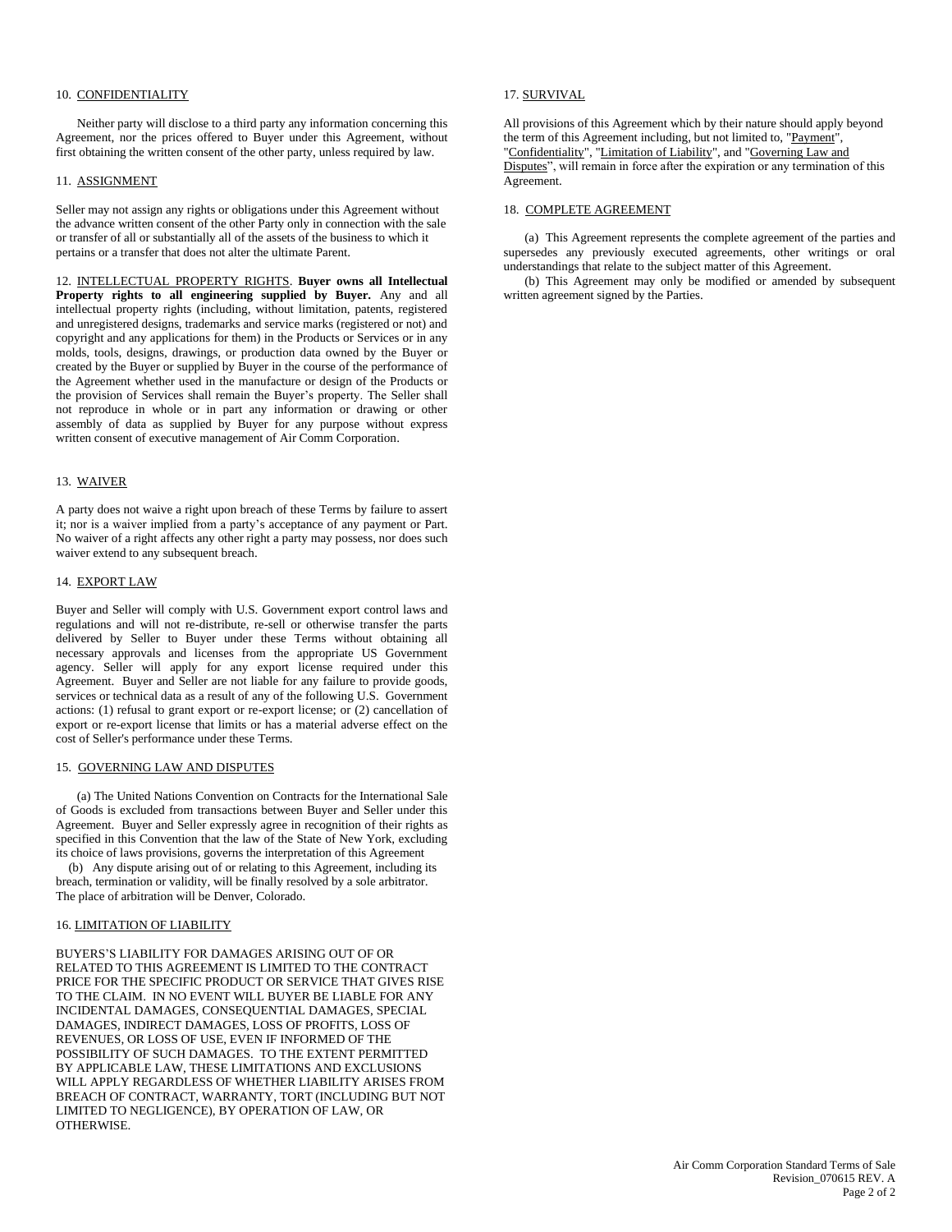## 10. CONFIDENTIALITY

Neither party will disclose to a third party any information concerning this Agreement, nor the prices offered to Buyer under this Agreement, without first obtaining the written consent of the other party, unless required by law.

## 11. ASSIGNMENT

Seller may not assign any rights or obligations under this Agreement without the advance written consent of the other Party only in connection with the sale or transfer of all or substantially all of the assets of the business to which it pertains or a transfer that does not alter the ultimate Parent.

## 12. INTELLECTUAL PROPERTY RIGHTS. 

**Buyer owns all Intellectual Property rights to all engineering supplied by Buyer.** Any and all intellectual property rights (including, without limitation, patents, registered and unregistered designs, trademarks and service marks (registered or not) and copyright and any applications for them) in the Products or Services or in any molds, tools, designs, drawings, or production data owned by the Buyer or created by the Buyer or supplied by Buyer in the course of the performance of the Agreement whether used in the manufacture or design of the Products or the provision of Services shall remain the Buyer's property. The Seller shall not reproduce in whole or in part any information or drawing or other assembly of data as supplied by Buyer for any purpose without express written consent of executive management of Air Comm Corporation.

## 13. WAIVER

A party does not waive a right upon breach of these Terms by failure to assert it; nor is a waiver implied from a party's acceptance of any payment or Part. No waiver of a right affects any other right a party may possess, nor does such waiver extend to any subsequent breach.

## 14. EXPORT LAW

Buyer and Seller will comply with U.S. Government export control laws and regulations and will not re-distribute, re-sell or otherwise transfer the parts delivered by Seller to Buyer under these Terms without obtaining all necessary approvals and licenses from the appropriate US Government agency. Seller will apply for any export license required under this Agreement. Buyer and Seller are not liable for any failure to provide goods, services or technical data as a result of any of the following U.S. Government actions: (1) refusal to grant export or re-export license; or (2) cancellation of export or re-export license that limits or has a material adverse effect on the cost of Seller's performance under these Terms.

## 15. GOVERNING LAW AND DISPUTES

(a) The United Nations Convention on Contracts for the International Sale of Goods is excluded from transactions between Buyer and Seller under this Agreement. Buyer and Seller expressly agree in recognition of their rights as specified in this Convention that the law of the State of New York, excluding its choice of laws provisions, governs the interpretation of this Agreement

(b) Any dispute arising out of or relating to this Agreement, including its breach, termination or validity, will be finally resolved by a sole arbitrator. The place of arbitration will be Denver, Colorado.

## 16. LIMITATION OF LIABILITY

BUYERS'S LIABILITY FOR DAMAGES ARISING OUT OF OR RELATED TO THIS AGREEMENT IS LIMITED TO THE CONTRACT PRICE FOR THE SPECIFIC PRODUCT OR SERVICE THAT GIVES RISE TO THE CLAIM. IN NO EVENT WILL BUYER BE LIABLE FOR ANY INCIDENTAL DAMAGES, CONSEQUENTIAL DAMAGES, SPECIAL DAMAGES, INDIRECT DAMAGES, LOSS OF PROFITS, LOSS OF REVENUES, OR LOSS OF USE, EVEN IF INFORMED OF THE POSSIBILITY OF SUCH DAMAGES. TO THE EXTENT PERMITTED BY APPLICABLE LAW, THESE LIMITATIONS AND EXCLUSIONS WILL APPLY REGARDLESS OF WHETHER LIABILITY ARISES FROM BREACH OF CONTRACT, WARRANTY, TORT (INCLUDING BUT NOT LIMITED TO NEGLIGENCE), BY OPERATION OF LAW, OR OTHERWISE.

## 17. SURVIVAL

All provisions of this Agreement which by their nature should apply beyond the term of this Agreement including, but not limited to, "Payment", "Confidentiality", "Limitation of Liability", and "Governing Law and Disputes", will remain in force after the expiration or any termination of this Agreement.

## 18. COMPLETE AGREEMENT

(a) This Agreement represents the complete agreement of the parties and supersedes any previously executed agreements, other writings or oral understandings that relate to the subject matter of this Agreement.

(b) This Agreement may only be modified or amended by subsequent written agreement signed by the Parties.

Air Comm Corporation Standard Terms of Sale
Revision_070615 REV. A